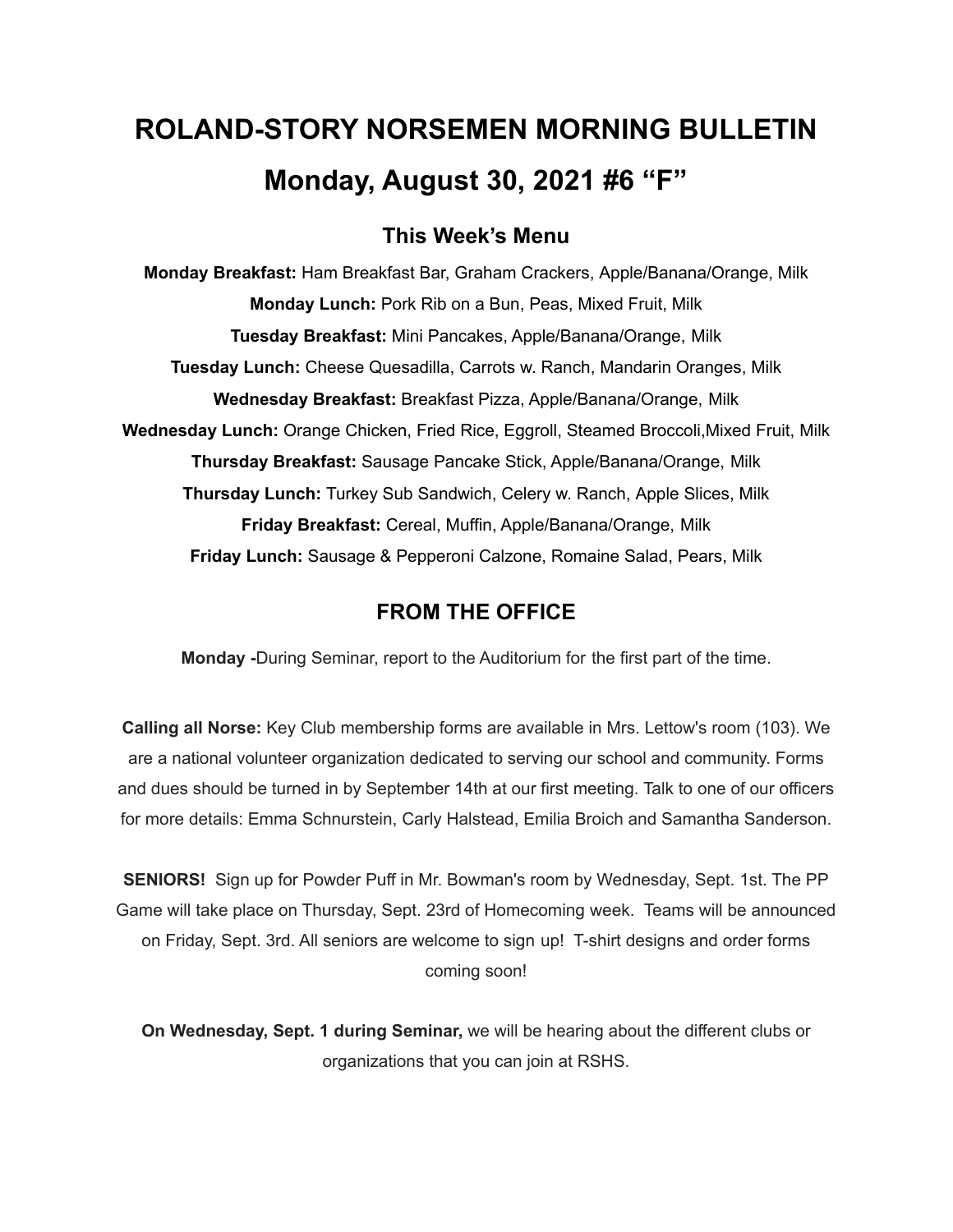# ROLAND-STORY NORSEMEN MORNING BULLETIN

# Monday, August 30, 2021 #6 "F"

## This Week's Menu

**Monday Breakfast:** Ham Breakfast Bar, Graham Crackers, Apple/Banana/Orange, Milk

**Monday Lunch:** Pork Rib on a Bun, Peas, Mixed Fruit, Milk

**Tuesday Breakfast:** Mini Pancakes, Apple/Banana/Orange, Milk

**Tuesday Lunch:** Cheese Quesadilla, Carrots w. Ranch, Mandarin Oranges, Milk

**Wednesday Breakfast:** Breakfast Pizza, Apple/Banana/Orange, Milk

**Wednesday Lunch:** Orange Chicken, Fried Rice, Eggroll, Steamed Broccoli,Mixed Fruit, Milk

**Thursday Breakfast:** Sausage Pancake Stick, Apple/Banana/Orange, Milk

**Thursday Lunch:** Turkey Sub Sandwich, Celery w. Ranch, Apple Slices, Milk

**Friday Breakfast:** Cereal, Muffin, Apple/Banana/Orange, Milk

**Friday Lunch:** Sausage & Pepperoni Calzone, Romaine Salad, Pears, Milk

## FROM THE OFFICE

**Monday -**During Seminar, report to the Auditorium for the first part of the time.

**Calling all Norse:** Key Club membership forms are available in Mrs. Lettow's room (103). We are a national volunteer organization dedicated to serving our school and community. Forms and dues should be turned in by September 14th at our first meeting. Talk to one of our officers for more details: Emma Schnurstein, Carly Halstead, Emilia Broich and Samantha Sanderson.

**SENIORS!** Sign up for Powder Puff in Mr. Bowman's room by Wednesday, Sept. 1st. The PP Game will take place on Thursday, Sept. 23rd of Homecoming week. Teams will be announced on Friday, Sept. 3rd. All seniors are welcome to sign up! T-shirt designs and order forms coming soon!

**On Wednesday, Sept. 1 during Seminar,** we will be hearing about the different clubs or organizations that you can join at RSHS.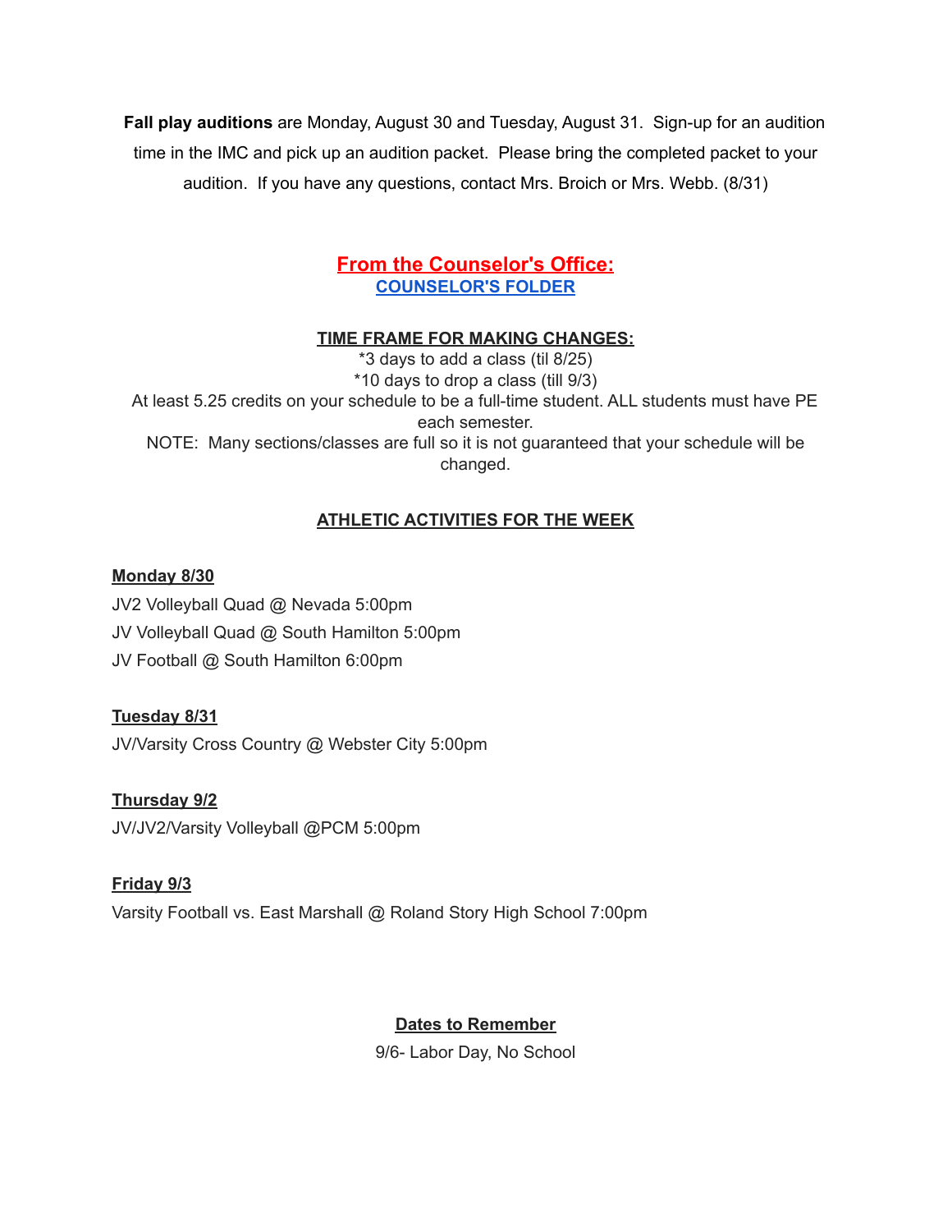**Fall play auditions** are Monday, August 30 and Tuesday, August 31. Sign-up for an audition time in the IMC and pick up an audition packet. Please bring the completed packet to your audition. If you have any questions, contact Mrs. Broich or Mrs. Webb. (8/31)

## From the Counselor's Office:

**COUNSELOR'S FOLDER**

### TIME FRAME FOR MAKING CHANGES:

*3 days to add a class (til 8/25)
*10 days to drop a class (till 9/3)
At least 5.25 credits on your schedule to be a full-time student. ALL students must have PE each semester.
NOTE: Many sections/classes are full so it is not guaranteed that your schedule will be changed.

### ATHLETIC ACTIVITIES FOR THE WEEK

**Monday 8/30**

JV2 Volleyball Quad @ Nevada 5:00pm
JV Volleyball Quad @ South Hamilton 5:00pm
JV Football @ South Hamilton 6:00pm

**Tuesday 8/31**

JV/Varsity Cross Country @ Webster City 5:00pm

**Thursday 9/2**

JV/JV2/Varsity Volleyball @PCM 5:00pm

**Friday 9/3**

Varsity Football vs. East Marshall @ Roland Story High School 7:00pm

### Dates to Remember

9/6- Labor Day, No School